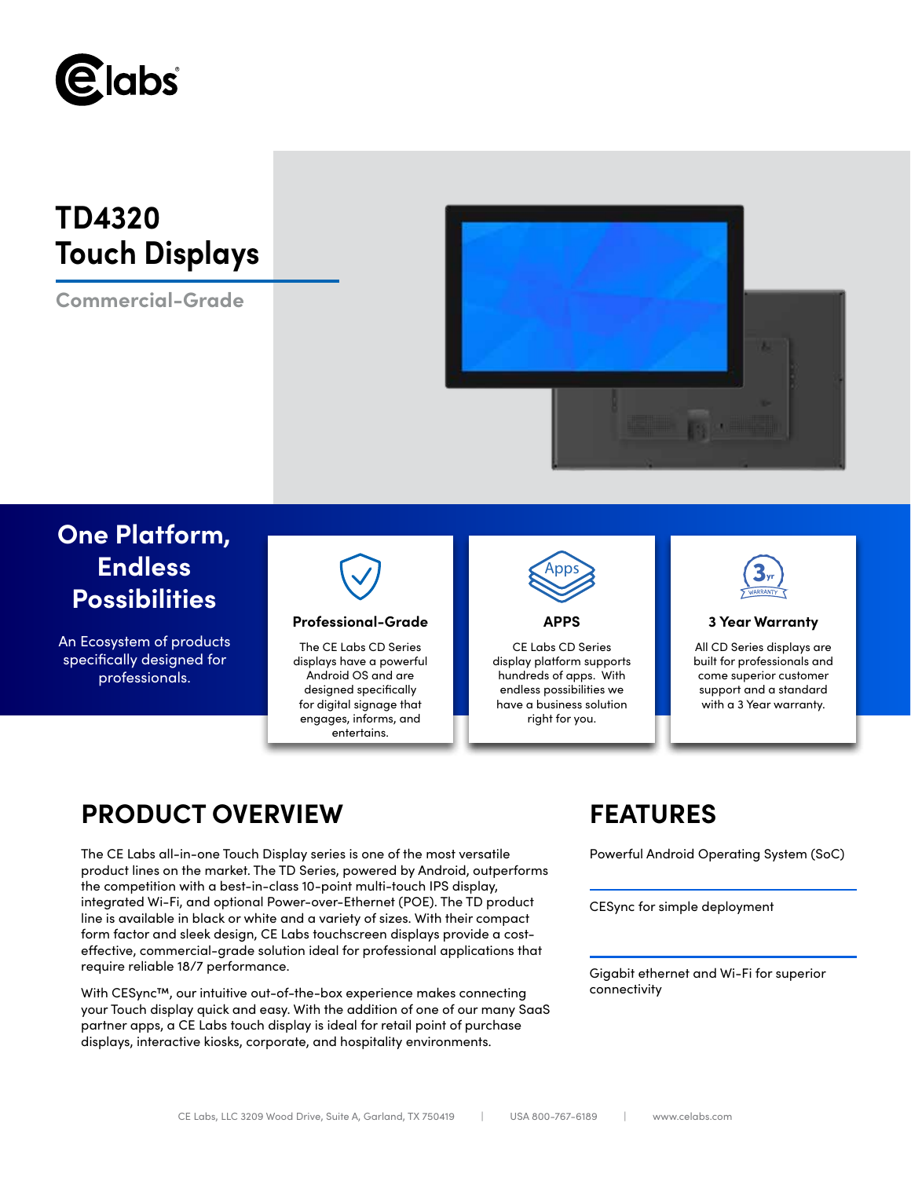# TD4320 Touch Displays

Commercial-Grade

## One Platform, Endless Possibilities

An Ecosystem of products specifically designed for professionals.

### Professional-Grade

The CE Labs CD Series displays have a powerful Android OS and are designed specifically for digital signage that engages, informs, and entertains.

### APPS

CE Labs CD Series display platform supports hundreds of apps. With endless possibilities we have a business solution right for you.

### 3 Year Warranty

All CD Series displays are built for professionals and come superior customer support and a standard with a 3 Year warranty.

## PRODUCT OVERVIEW

The CE Labs all-in-one Touch Display series is one of the most versatile product lines on the market. The TD Series, powered by Android, outperforms the competition with a best-in-class 10-point multi-touch IPS display, integrated Wi-Fi, and optional Power-over-Ethernet (POE). The TD product line is available in black or white and a variety of sizes. With their compact form factor and sleek design, CE Labs touchscreen displays provide a cost-effective, commercial-grade solution ideal for professional applications that require reliable 18/7 performance.

With CESync™, our intuitive out-of-the-box experience makes connecting your Touch display quick and easy. With the addition of one of our many SaaS partner apps, a CE Labs touch display is ideal for retail point of purchase displays, interactive kiosks, corporate, and hospitality environments.

## FEATURES

Powerful Android Operating System (SoC)

CESync for simple deployment

Gigabit ethernet and Wi-Fi for superior connectivity

CE Labs, LLC 3209 Wood Drive, Suite A, Garland, TX 750419 | USA 800-767-6189 | www.celabs.com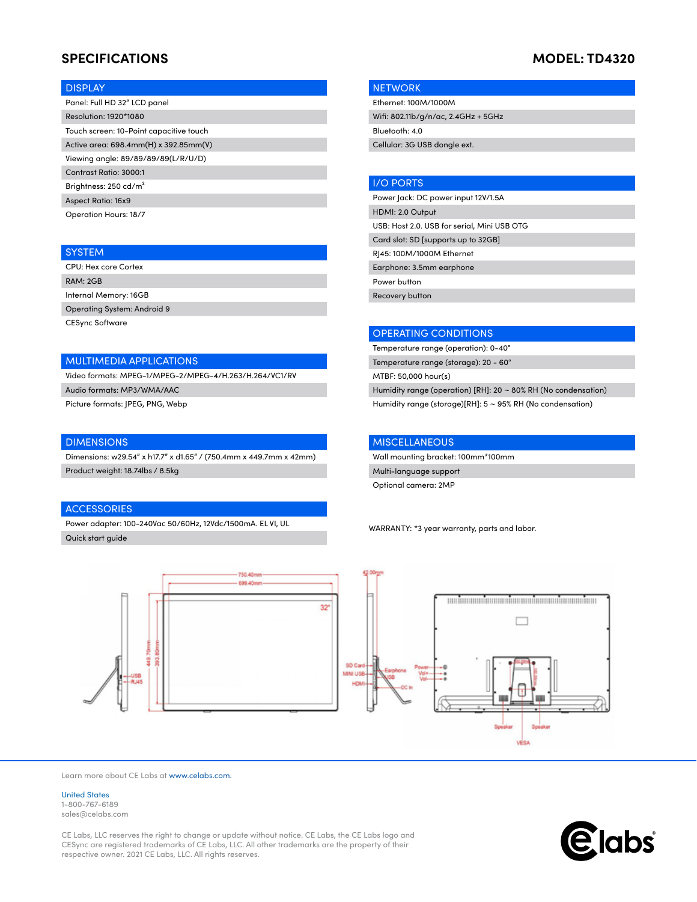# SPECIFICATIONS

# MODEL: TD4320

## DISPLAY

- Panel: Full HD 32" LCD panel
- Resolution: 1920*1080
- Touch screen: 10-Point capacitive touch
- Active area: 698.4mm(H) x 392.85mm(V)
- Viewing angle: 89/89/89/89(L/R/U/D)
- Contrast Ratio: 3000:1
- Brightness: 250 cd/m²
- Aspect Ratio: 16x9
- Operation Hours: 18/7

## SYSTEM

- CPU: Hex core Cortex
- RAM: 2GB
- Internal Memory: 16GB
- Operating System: Android 9
- CESync Software

## MULTIMEDIA APPLICATIONS

- Video formats: MPEG-1/MPEG-2/MPEG-4/H.263/H.264/VC1/RV
- Audio formats: MP3/WMA/AAC
- Picture formats: JPEG, PNG, Webp

## DIMENSIONS

- Dimensions: w29.54" x h17.7" x d1.65" / (750.4mm x 449.7mm x 42mm)
- Product weight: 18.74lbs / 8.5kg

## ACCESSORIES

- Power adapter: 100-240Vac 50/60Hz, 12Vdc/1500mA. EL VI, UL
- Quick start guide

## NETWORK

- Ethernet: 100M/1000M
- Wifi: 802.11b/g/n/ac, 2.4GHz + 5GHz
- Bluetooth: 4.0
- Cellular: 3G USB dongle ext.

## I/O PORTS

- Power Jack: DC power input 12V/1.5A
- HDMI: 2.0 Output
- USB: Host 2.0. USB for serial, Mini USB OTG
- Card slot: SD [supports up to 32GB]
- RJ45: 100M/1000M Ethernet
- Earphone: 3.5mm earphone
- Power button
- Recovery button

## OPERATING CONDITIONS

- Temperature range (operation): 0-40°
- Temperature range (storage): 20 - 60°
- MTBF: 50,000 hour(s)
- Humidity range (operation) [RH]: 20 ~ 80% RH (No condensation)
- Humidity range (storage)[RH]: 5 ~ 95% RH (No condensation)

## MISCELLANEOUS

- Wall mounting bracket: 100mm*100mm
- Multi-language support
- Optional camera: 2MP

WARRANTY: *3 year warranty, parts and labor.

750.40mm
698.40mm
42.00mm
32"
449.70mm
392.80mm
USB
RJ45
SD Card
MINI USB
HDMI
Earphone
USB
DC In
Power
Vol+
Vol-
Speaker
Speaker
VESA

Learn more about CE Labs at www.celabs.com.

United States
1-800-767-6189
sales@celabs.com

CE Labs, LLC reserves the right to change or update without notice. CE Labs, the CE Labs logo and CESync are registered trademarks of CE Labs, LLC. All other trademarks are the property of their respective owner. 2021 CE Labs, LLC. All rights reserves.

celabs®